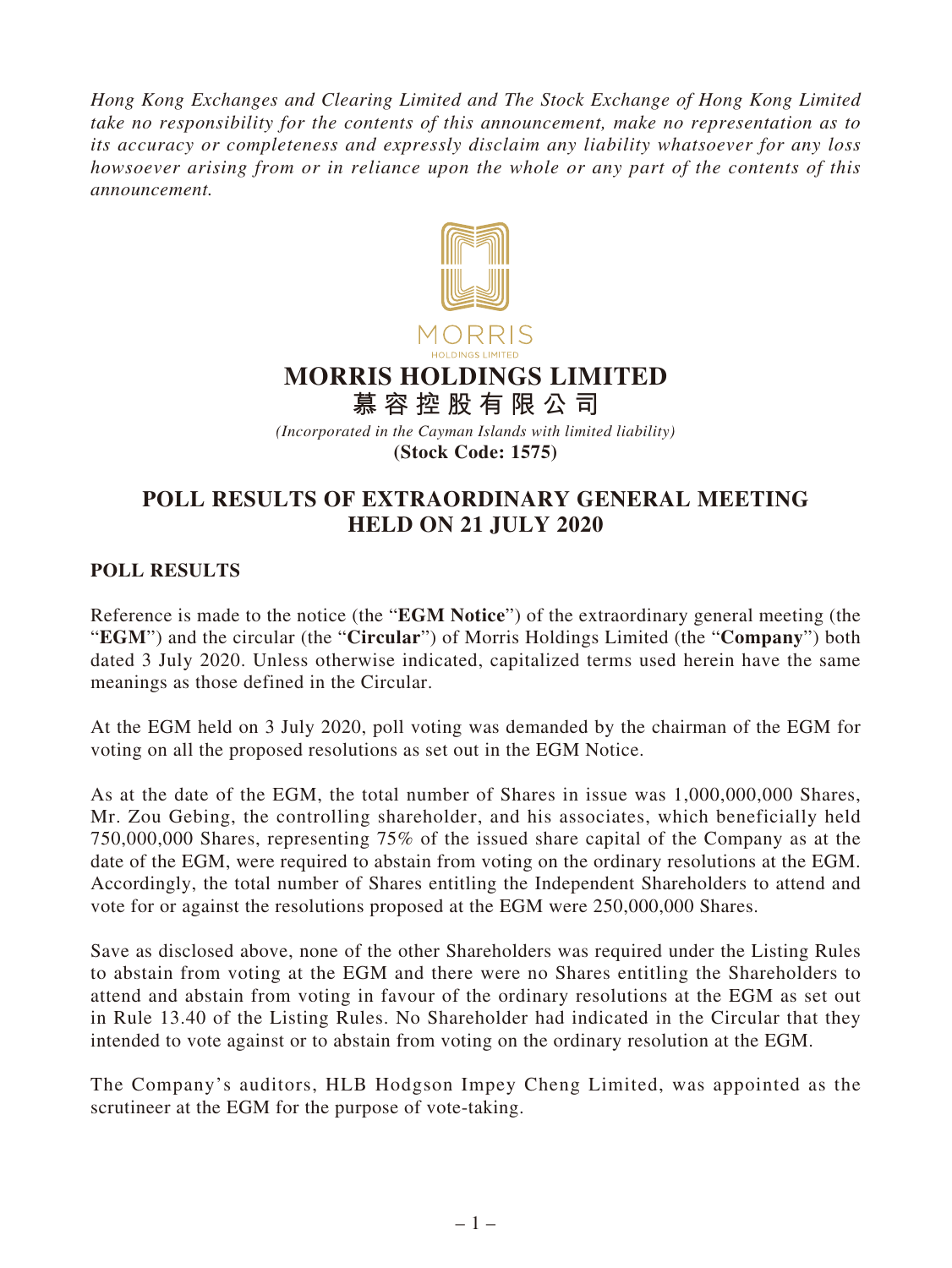*Hong Kong Exchanges and Clearing Limited and The Stock Exchange of Hong Kong Limited take no responsibility for the contents of this announcement, make no representation as to its accuracy or completeness and expressly disclaim any liability whatsoever for any loss howsoever arising from or in reliance upon the whole or any part of the contents of this announcement.*

MORRIS
HOLDINGS LIMITED

# MORRIS HOLDINGS LIMITED
# 慕容控股有限公司

*(Incorporated in the Cayman Islands with limited liability)*
**(Stock Code: 1575)**

## POLL RESULTS OF EXTRAORDINARY GENERAL MEETING HELD ON 21 JULY 2020

### POLL RESULTS

Reference is made to the notice (the "**EGM Notice**") of the extraordinary general meeting (the "**EGM**") and the circular (the "**Circular**") of Morris Holdings Limited (the "**Company**") both dated 3 July 2020. Unless otherwise indicated, capitalized terms used herein have the same meanings as those defined in the Circular.

At the EGM held on 3 July 2020, poll voting was demanded by the chairman of the EGM for voting on all the proposed resolutions as set out in the EGM Notice.

As at the date of the EGM, the total number of Shares in issue was 1,000,000,000 Shares, Mr. Zou Gebing, the controlling shareholder, and his associates, which beneficially held 750,000,000 Shares, representing 75% of the issued share capital of the Company as at the date of the EGM, were required to abstain from voting on the ordinary resolutions at the EGM. Accordingly, the total number of Shares entitling the Independent Shareholders to attend and vote for or against the resolutions proposed at the EGM were 250,000,000 Shares.

Save as disclosed above, none of the other Shareholders was required under the Listing Rules to abstain from voting at the EGM and there were no Shares entitling the Shareholders to attend and abstain from voting in favour of the ordinary resolutions at the EGM as set out in Rule 13.40 of the Listing Rules. No Shareholder had indicated in the Circular that they intended to vote against or to abstain from voting on the ordinary resolution at the EGM.

The Company's auditors, HLB Hodgson Impey Cheng Limited, was appointed as the scrutineer at the EGM for the purpose of vote-taking.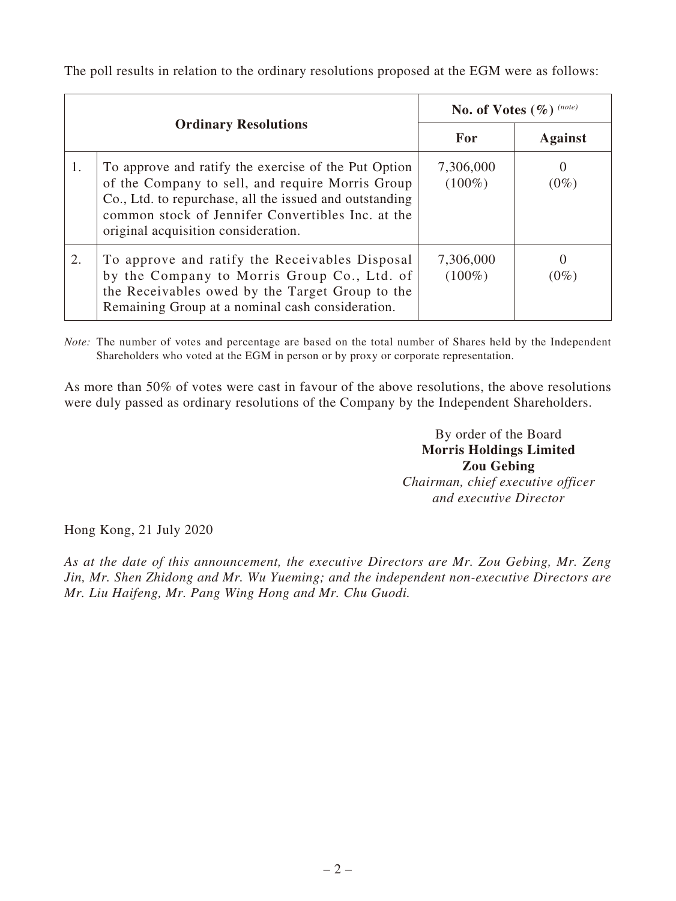The poll results in relation to the ordinary resolutions proposed at the EGM were as follows:

| Ordinary Resolutions | | No. of Votes (%) *(note)* | |
|---|---|---|---|
| | | **For** | **Against** |
| 1. | To approve and ratify the exercise of the Put Option of the Company to sell, and require Morris Group Co., Ltd. to repurchase, all the issued and outstanding common stock of Jennifer Convertibles Inc. at the original acquisition consideration. | 7,306,000 (100%) | 0 (0%) |
| 2. | To approve and ratify the Receivables Disposal by the Company to Morris Group Co., Ltd. of the Receivables owed by the Target Group to the Remaining Group at a nominal cash consideration. | 7,306,000 (100%) | 0 (0%) |

*Note:* The number of votes and percentage are based on the total number of Shares held by the Independent Shareholders who voted at the EGM in person or by proxy or corporate representation.

As more than 50% of votes were cast in favour of the above resolutions, the above resolutions were duly passed as ordinary resolutions of the Company by the Independent Shareholders.

By order of the Board
**Morris Holdings Limited**
**Zou Gebing**
*Chairman, chief executive officer and executive Director*

Hong Kong, 21 July 2020

*As at the date of this announcement, the executive Directors are Mr. Zou Gebing, Mr. Zeng Jin, Mr. Shen Zhidong and Mr. Wu Yueming; and the independent non-executive Directors are Mr. Liu Haifeng, Mr. Pang Wing Hong and Mr. Chu Guodi.*